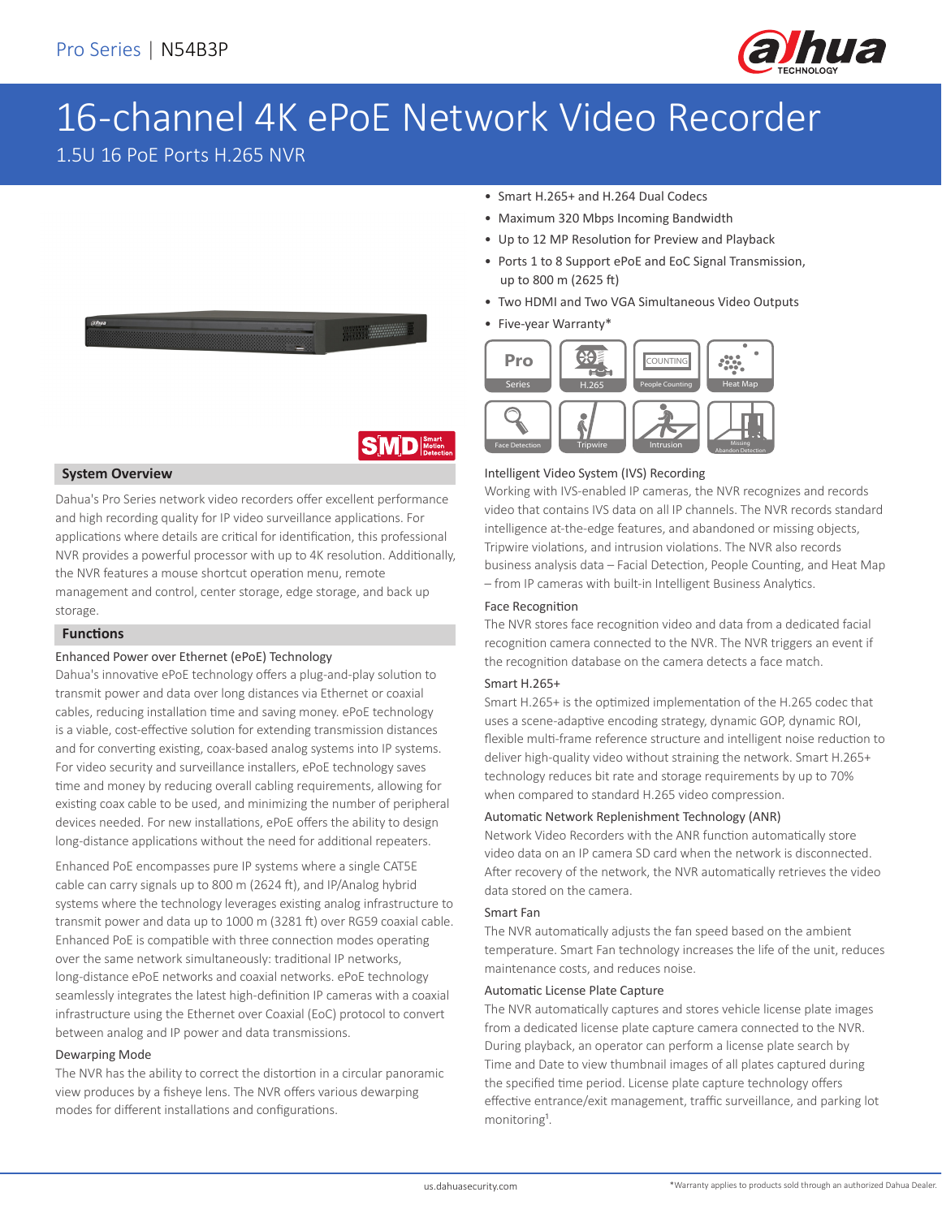Pro Series | N54B3P

# 16-channel 4K ePoE Network Video Recorder

1.5U 16 PoE Ports H.265 NVR

- Smart H.265+ and H.264 Dual Codecs
- Maximum 320 Mbps Incoming Bandwidth
- Up to 12 MP Resolution for Preview and Playback
- Ports 1 to 8 Support ePoE and EoC Signal Transmission, up to 800 m (2625 ft)
- Two HDMI and Two VGA Simultaneous Video Outputs
- Five-year Warranty*

## System Overview

Dahua's Pro Series network video recorders offer excellent performance and high recording quality for IP video surveillance applications. For applications where details are critical for identification, this professional NVR provides a powerful processor with up to 4K resolution. Additionally, the NVR features a mouse shortcut operation menu, remote management and control, center storage, edge storage, and back up storage.

## Functions

### Enhanced Power over Ethernet (ePoE) Technology

Dahua's innovative ePoE technology offers a plug-and-play solution to transmit power and data over long distances via Ethernet or coaxial cables, reducing installation time and saving money. ePoE technology is a viable, cost-effective solution for extending transmission distances and for converting existing, coax-based analog systems into IP systems. For video security and surveillance installers, ePoE technology saves time and money by reducing overall cabling requirements, allowing for existing coax cable to be used, and minimizing the number of peripheral devices needed. For new installations, ePoE offers the ability to design long-distance applications without the need for additional repeaters.

Enhanced PoE encompasses pure IP systems where a single CAT5E cable can carry signals up to 800 m (2624 ft), and IP/Analog hybrid systems where the technology leverages existing analog infrastructure to transmit power and data up to 1000 m (3281 ft) over RG59 coaxial cable. Enhanced PoE is compatible with three connection modes operating over the same network simultaneously: traditional IP networks, long-distance ePoE networks and coaxial networks. ePoE technology seamlessly integrates the latest high-definition IP cameras with a coaxial infrastructure using the Ethernet over Coaxial (EoC) protocol to convert between analog and IP power and data transmissions.

### Dewarping Mode

The NVR has the ability to correct the distortion in a circular panoramic view produces by a fisheye lens. The NVR offers various dewarping modes for different installations and configurations.

### Intelligent Video System (IVS) Recording

Working with IVS-enabled IP cameras, the NVR recognizes and records video that contains IVS data on all IP channels. The NVR records standard intelligence at-the-edge features, and abandoned or missing objects, Tripwire violations, and intrusion violations. The NVR also records business analysis data – Facial Detection, People Counting, and Heat Map – from IP cameras with built-in Intelligent Business Analytics.

### Face Recognition

The NVR stores face recognition video and data from a dedicated facial recognition camera connected to the NVR. The NVR triggers an event if the recognition database on the camera detects a face match.

### Smart H.265+

Smart H.265+ is the optimized implementation of the H.265 codec that uses a scene-adaptive encoding strategy, dynamic GOP, dynamic ROI, flexible multi-frame reference structure and intelligent noise reduction to deliver high-quality video without straining the network. Smart H.265+ technology reduces bit rate and storage requirements by up to 70% when compared to standard H.265 video compression.

### Automatic Network Replenishment Technology (ANR)

Network Video Recorders with the ANR function automatically store video data on an IP camera SD card when the network is disconnected. After recovery of the network, the NVR automatically retrieves the video data stored on the camera.

### Smart Fan

The NVR automatically adjusts the fan speed based on the ambient temperature. Smart Fan technology increases the life of the unit, reduces maintenance costs, and reduces noise.

### Automatic License Plate Capture

The NVR automatically captures and stores vehicle license plate images from a dedicated license plate capture camera connected to the NVR. During playback, an operator can perform a license plate search by Time and Date to view thumbnail images of all plates captured during the specified time period. License plate capture technology offers effective entrance/exit management, traffic surveillance, and parking lot monitoring[1].

*Warranty applies to products sold through an authorized Dahua Dealer.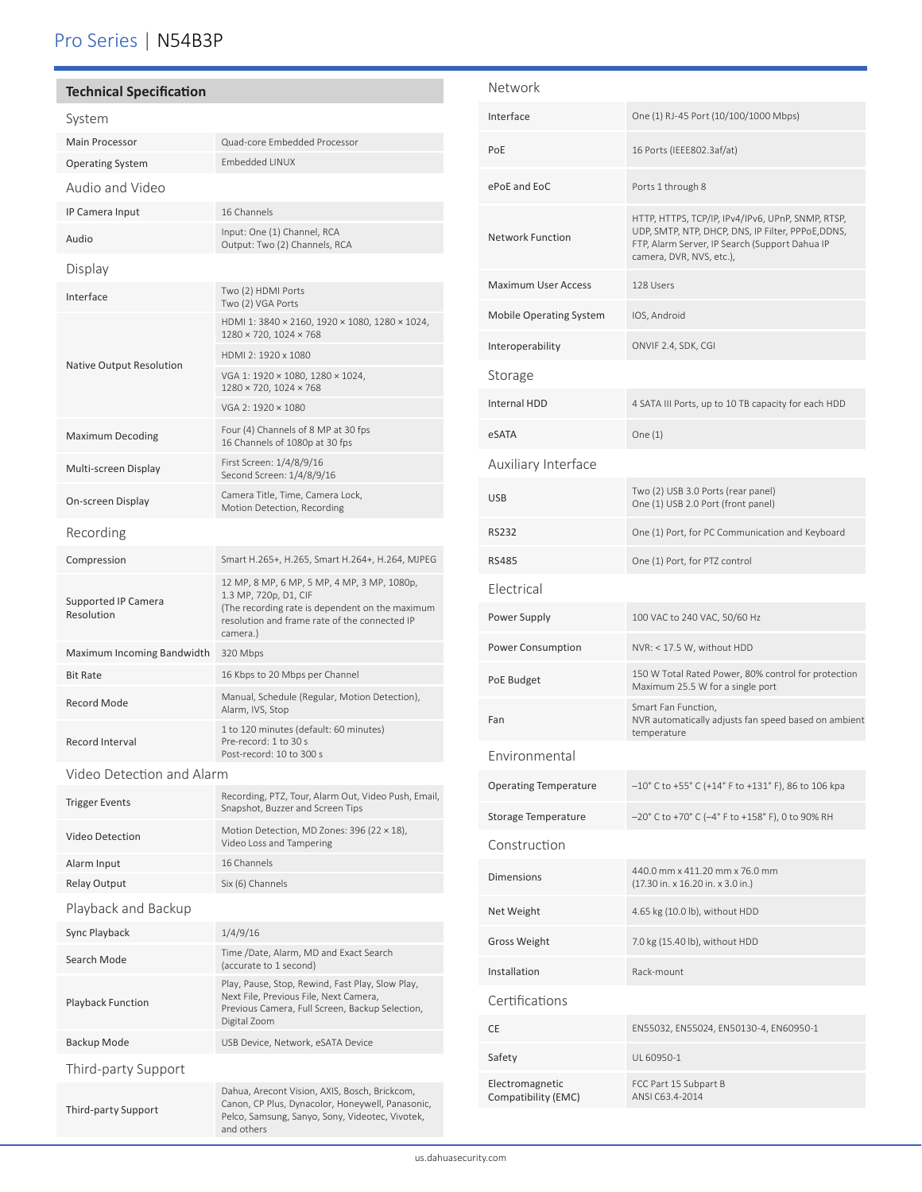# Pro Series | N54B3P

## Technical Specification

### System

| | |
|---|---|
| Main Processor | Quad-core Embedded Processor |
| Operating System | Embedded LINUX |

### Audio and Video

| | |
|---|---|
| IP Camera Input | 16 Channels |
| Audio | Input: One (1) Channel, RCA<br>Output: Two (2) Channels, RCA |

### Display

| | |
|---|---|
| Interface | Two (2) HDMI Ports<br>Two (2) VGA Ports |
| Native Output Resolution | HDMI 1: 3840 × 2160, 1920 × 1080, 1280 × 1024, 1280 × 720, 1024 × 768 |
| | HDMI 2: 1920 x 1080 |
| | VGA 1: 1920 × 1080, 1280 × 1024, 1280 × 720, 1024 × 768 |
| | VGA 2: 1920 × 1080 |
| Maximum Decoding | Four (4) Channels of 8 MP at 30 fps<br>16 Channels of 1080p at 30 fps |
| Multi-screen Display | First Screen: 1/4/8/9/16<br>Second Screen: 1/4/8/9/16 |
| On-screen Display | Camera Title, Time, Camera Lock, Motion Detection, Recording |

### Recording

| | |
|---|---|
| Compression | Smart H.265+, H.265, Smart H.264+, H.264, MJPEG |
| Supported IP Camera Resolution | 12 MP, 8 MP, 6 MP, 5 MP, 4 MP, 3 MP, 1080p, 1.3 MP, 720p, D1, CIF<br>(The recording rate is dependent on the maximum resolution and frame rate of the connected IP camera.) |
| Maximum Incoming Bandwidth | 320 Mbps |
| Bit Rate | 16 Kbps to 20 Mbps per Channel |
| Record Mode | Manual, Schedule (Regular, Motion Detection), Alarm, IVS, Stop |
| Record Interval | 1 to 120 minutes (default: 60 minutes)<br>Pre-record: 1 to 30 s<br>Post-record: 10 to 300 s |

### Video Detection and Alarm

| | |
|---|---|
| Trigger Events | Recording, PTZ, Tour, Alarm Out, Video Push, Email, Snapshot, Buzzer and Screen Tips |
| Video Detection | Motion Detection, MD Zones: 396 (22 × 18), Video Loss and Tampering |
| Alarm Input | 16 Channels |
| Relay Output | Six (6) Channels |

### Playback and Backup

| | |
|---|---|
| Sync Playback | 1/4/9/16 |
| Search Mode | Time /Date, Alarm, MD and Exact Search (accurate to 1 second) |
| Playback Function | Play, Pause, Stop, Rewind, Fast Play, Slow Play, Next File, Previous File, Next Camera, Previous Camera, Full Screen, Backup Selection, Digital Zoom |
| Backup Mode | USB Device, Network, eSATA Device |

### Third-party Support

| | |
|---|---|
| Third-party Support | Dahua, Arecont Vision, AXIS, Bosch, Brickcom, Canon, CP Plus, Dynacolor, Honeywell, Panasonic, Pelco, Samsung, Sanyo, Sony, Videotec, Vivotek, and others |

### Network

| | |
|---|---|
| Interface | One (1) RJ-45 Port (10/100/1000 Mbps) |
| PoE | 16 Ports (IEEE802.3af/at) |
| ePoE and EoC | Ports 1 through 8 |
| Network Function | HTTP, HTTPS, TCP/IP, IPv4/IPv6, UPnP, SNMP, RTSP, UDP, SMTP, NTP, DHCP, DNS, IP Filter, PPPoE,DDNS, FTP, Alarm Server, IP Search (Support Dahua IP camera, DVR, NVS, etc.), |
| Maximum User Access | 128 Users |
| Mobile Operating System | IOS, Android |
| Interoperability | ONVIF 2.4, SDK, CGI |

### Storage

| | |
|---|---|
| Internal HDD | 4 SATA III Ports, up to 10 TB capacity for each HDD |
| eSATA | One (1) |

### Auxiliary Interface

| | |
|---|---|
| USB | Two (2) USB 3.0 Ports (rear panel)<br>One (1) USB 2.0 Port (front panel) |
| RS232 | One (1) Port, for PC Communication and Keyboard |
| RS485 | One (1) Port, for PTZ control |

### Electrical

| | |
|---|---|
| Power Supply | 100 VAC to 240 VAC, 50/60 Hz |
| Power Consumption | NVR: < 17.5 W, without HDD |
| PoE Budget | 150 W Total Rated Power, 80% control for protection<br>Maximum 25.5 W for a single port |
| Fan | Smart Fan Function,<br>NVR automatically adjusts fan speed based on ambient temperature |

### Environmental

| | |
|---|---|
| Operating Temperature | –10° C to +55° C (+14° F to +131° F), 86 to 106 kpa |
| Storage Temperature | –20° C to +70° C (–4° F to +158° F), 0 to 90% RH |

### Construction

| | |
|---|---|
| Dimensions | 440.0 mm x 411.20 mm x 76.0 mm<br>(17.30 in. x 16.20 in. x 3.0 in.) |
| Net Weight | 4.65 kg (10.0 lb), without HDD |
| Gross Weight | 7.0 kg (15.40 lb), without HDD |
| Installation | Rack-mount |

### Certifications

| | |
|---|---|
| CE | EN55032, EN55024, EN50130-4, EN60950-1 |
| Safety | UL 60950-1 |
| Electromagnetic Compatibility (EMC) | FCC Part 15 Subpart B<br>ANSI C63.4-2014 |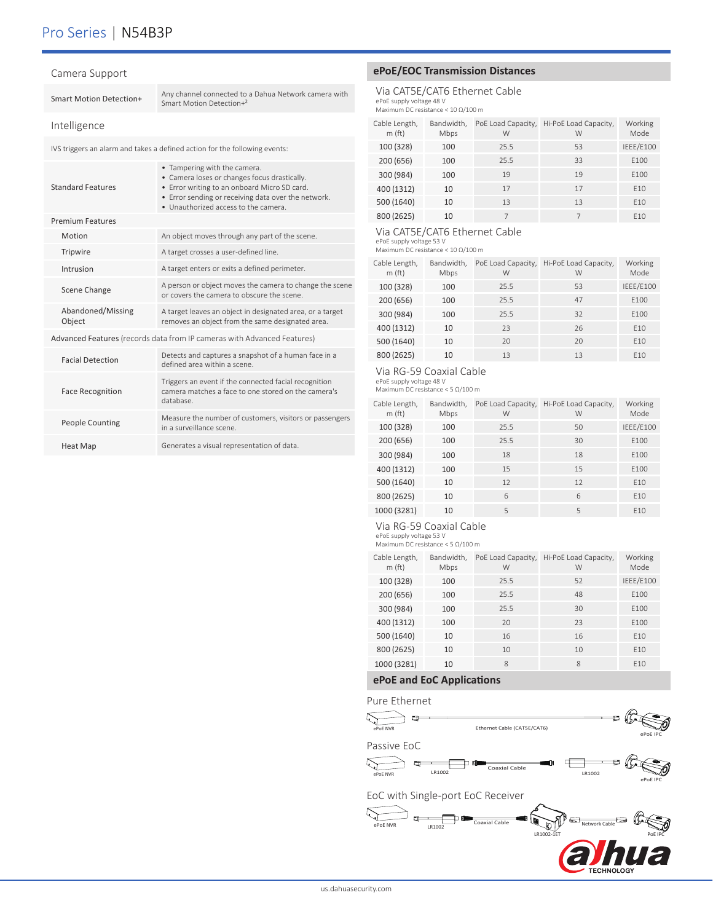## Camera Support

| | |
|---|---|
| Smart Motion Detection+ | Any channel connected to a Dahua Network camera with Smart Motion Detection+[2] |

## Intelligence

IVS triggers an alarm and takes a defined action for the following events:

| | |
|---|---|
| Standard Features | • Tampering with the camera.<br>• Camera loses or changes focus drastically.<br>• Error writing to an onboard Micro SD card.<br>• Error sending or receiving data over the network.<br>• Unauthorized access to the camera. |
| **Premium Features** | |
| Motion | An object moves through any part of the scene. |
| Tripwire | A target crosses a user-defined line. |
| Intrusion | A target enters or exits a defined perimeter. |
| Scene Change | A person or object moves the camera to change the scene or covers the camera to obscure the scene. |
| Abandoned/Missing Object | A target leaves an object in designated area, or a target removes an object from the same designated area. |
| **Advanced Features** (records data from IP cameras with Advanced Features) | |
| Facial Detection | Detects and captures a snapshot of a human face in a defined area within a scene. |
| Face Recognition | Triggers an event if the connected facial recognition camera matches a face to one stored on the camera's database. |
| People Counting | Measure the number of customers, visitors or passengers in a surveillance scene. |
| Heat Map | Generates a visual representation of data. |

## ePoE/EOC Transmission Distances

### Via CAT5E/CAT6 Ethernet Cable

ePoE supply voltage 48 V
Maximum DC resistance < 10 Ω/100 m

| Cable Length, m (ft) | Bandwidth, Mbps | PoE Load Capacity, W | Hi-PoE Load Capacity, W | Working Mode |
|---|---|---|---|---|
| 100 (328) | 100 | 25.5 | 53 | IEEE/E100 |
| 200 (656) | 100 | 25.5 | 33 | E100 |
| 300 (984) | 100 | 19 | 19 | E100 |
| 400 (1312) | 10 | 17 | 17 | E10 |
| 500 (1640) | 10 | 13 | 13 | E10 |
| 800 (2625) | 10 | 7 | 7 | E10 |

### Via CAT5E/CAT6 Ethernet Cable

ePoE supply voltage 53 V
Maximum DC resistance < 10 Ω/100 m

| Cable Length, m (ft) | Bandwidth, Mbps | PoE Load Capacity, W | Hi-PoE Load Capacity, W | Working Mode |
|---|---|---|---|---|
| 100 (328) | 100 | 25.5 | 53 | IEEE/E100 |
| 200 (656) | 100 | 25.5 | 47 | E100 |
| 300 (984) | 100 | 25.5 | 32 | E100 |
| 400 (1312) | 10 | 23 | 26 | E10 |
| 500 (1640) | 10 | 20 | 20 | E10 |
| 800 (2625) | 10 | 13 | 13 | E10 |

### Via RG-59 Coaxial Cable

ePoE supply voltage 48 V
Maximum DC resistance < 5 Ω/100 m

| Cable Length, m (ft) | Bandwidth, Mbps | PoE Load Capacity, W | Hi-PoE Load Capacity, W | Working Mode |
|---|---|---|---|---|
| 100 (328) | 100 | 25.5 | 50 | IEEE/E100 |
| 200 (656) | 100 | 25.5 | 30 | E100 |
| 300 (984) | 100 | 18 | 18 | E100 |
| 400 (1312) | 100 | 15 | 15 | E100 |
| 500 (1640) | 10 | 12 | 12 | E10 |
| 800 (2625) | 10 | 6 | 6 | E10 |
| 1000 (3281) | 10 | 5 | 5 | E10 |

### Via RG-59 Coaxial Cable

ePoE supply voltage 53 V
Maximum DC resistance < 5 Ω/100 m

| Cable Length, m (ft) | Bandwidth, Mbps | PoE Load Capacity, W | Hi-PoE Load Capacity, W | Working Mode |
|---|---|---|---|---|
| 100 (328) | 100 | 25.5 | 52 | IEEE/E100 |
| 200 (656) | 100 | 25.5 | 48 | E100 |
| 300 (984) | 100 | 25.5 | 30 | E100 |
| 400 (1312) | 100 | 20 | 23 | E100 |
| 500 (1640) | 10 | 16 | 16 | E10 |
| 800 (2625) | 10 | 10 | 10 | E10 |
| 1000 (3281) | 10 | 8 | 8 | E10 |

## ePoE and EoC Applications

### Pure Ethernet

ePoE NVR — Ethernet Cable (CAT5E/CAT6) — ePoE IPC

### Passive EoC

ePoE NVR — LR1002 — Coaxial Cable — LR1002 — ePoE IPC

### EoC with Single-port EoC Receiver

ePoE NVR — LR1002 — Coaxial Cable — LR1002-1ET — Network Cable — PoE IPC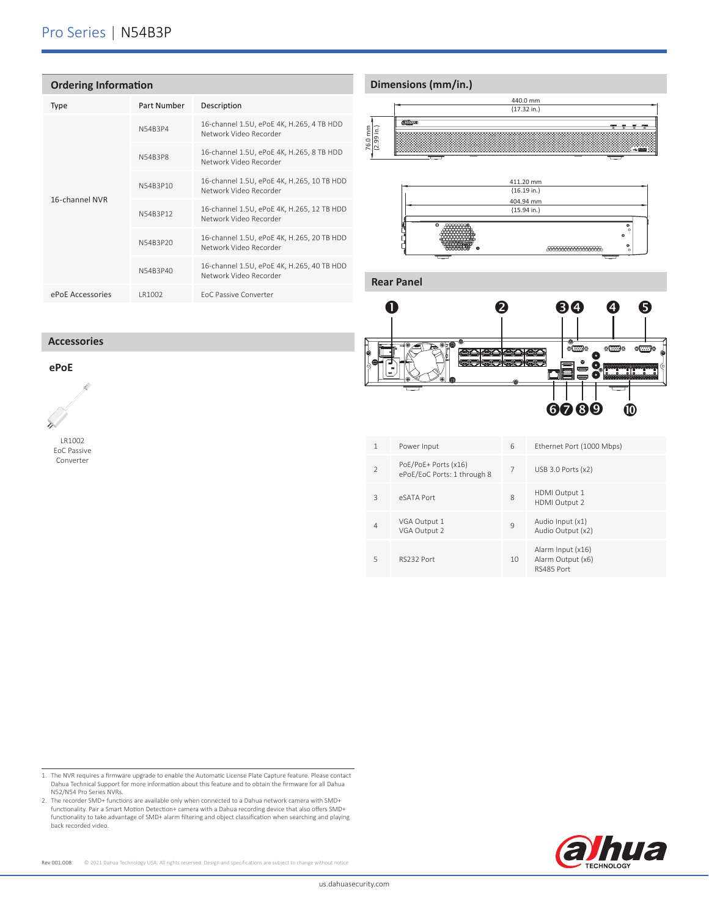## Ordering Information

| Type | Part Number | Description |
|---|---|---|
| 16-channel NVR | N54B3P4 | 16-channel 1.5U, ePoE 4K, H.265, 4 TB HDD Network Video Recorder |
| | N54B3P8 | 16-channel 1.5U, ePoE 4K, H.265, 8 TB HDD Network Video Recorder |
| | N54B3P10 | 16-channel 1.5U, ePoE 4K, H.265, 10 TB HDD Network Video Recorder |
| | N54B3P12 | 16-channel 1.5U, ePoE 4K, H.265, 12 TB HDD Network Video Recorder |
| | N54B3P20 | 16-channel 1.5U, ePoE 4K, H.265, 20 TB HDD Network Video Recorder |
| | N54B3P40 | 16-channel 1.5U, ePoE 4K, H.265, 40 TB HDD Network Video Recorder |
| ePoE Accessories | LR1002 | EoC Passive Converter |

## Accessories

### ePoE

LR1002
EoC Passive Converter

## Dimensions (mm/in.)

440.0 mm
(17.32 in.)

76.0 mm
(2.99 in.)

411.20 mm
(16.19 in.)

404.94 mm
(15.94 in.)

## Rear Panel

| | | | |
|---|---|---|---|
| 1 | Power Input | 6 | Ethernet Port (1000 Mbps) |
| 2 | PoE/PoE+ Ports (x16)<br>ePoE/EoC Ports: 1 through 8 | 7 | USB 3.0 Ports (x2) |
| 3 | eSATA Port | 8 | HDMI Output 1<br>HDMI Output 2 |
| 4 | VGA Output 1<br>VGA Output 2 | 9 | Audio Input (x1)<br>Audio Output (x2) |
| 5 | RS232 Port | 10 | Alarm Input (x16)<br>Alarm Output (x6)<br>RS485 Port |

1. The NVR requires a firmware upgrade to enable the Automatic License Plate Capture feature. Please contact Dahua Technical Support for more information about this feature and to obtain the firmware for all Dahua N52/N54 Pro Series NVRs.
2. The recorder SMD+ functions are available only when connected to a Dahua network camera with SMD+ functionality. Pair a Smart Motion Detection+ camera with a Dahua recording device that also offers SMD+ functionality to take advantage of SMD+ alarm filtering and object classification when searching and playing back recorded video.

Rev 001.008 © 2021 Dahua Technology USA. All rights reserved. Design and specifications are subject to change without notice

us.dahuasecurity.com